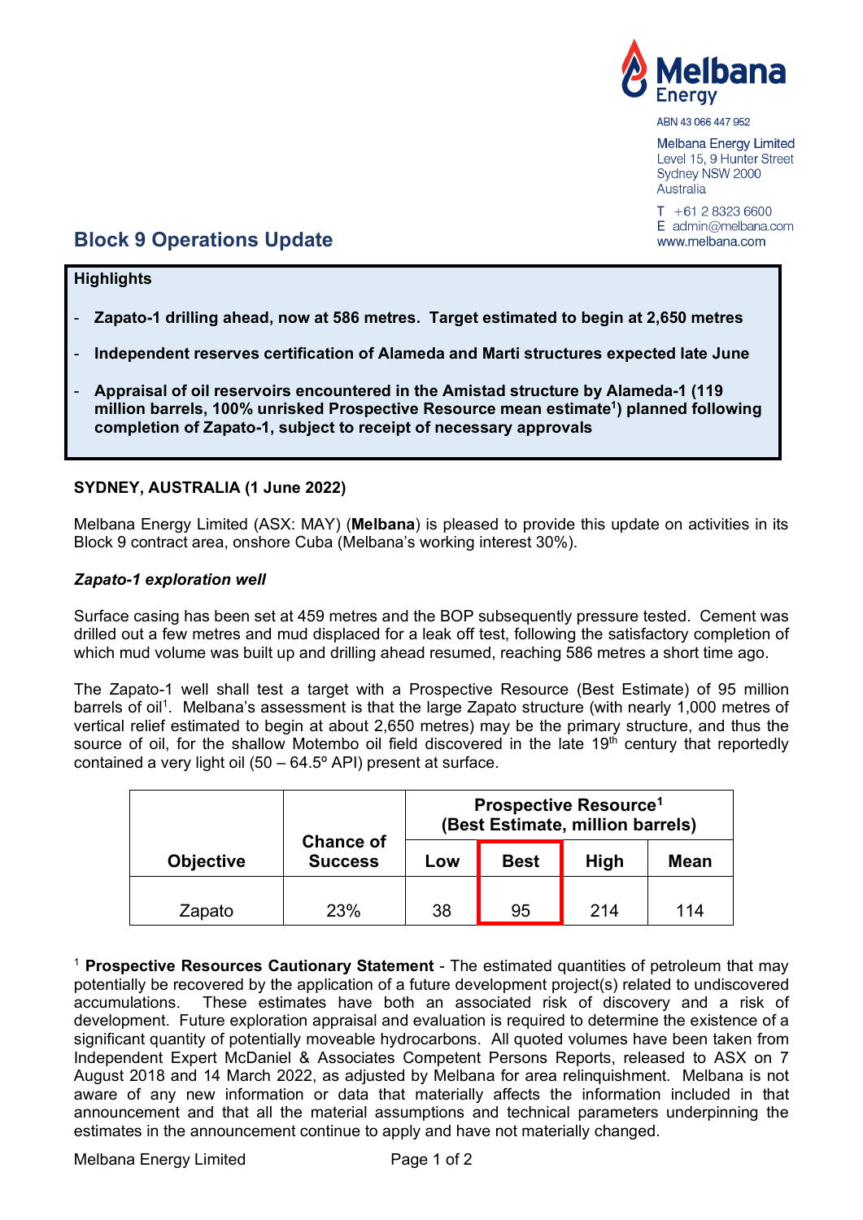Melbana Energy

ABN 43 066 447 952

Melbana Energy Limited
Level 15, 9 Hunter Street
Sydney NSW 2000
Australia

T +61 2 8323 6600
E admin@melbana.com
www.melbana.com

# Block 9 Operations Update

**Highlights**

- **Zapato-1 drilling ahead, now at 586 metres. Target estimated to begin at 2,650 metres**
- **Independent reserves certification of Alameda and Marti structures expected late June**
- **Appraisal of oil reservoirs encountered in the Amistad structure by Alameda-1 (119 million barrels, 100% unrisked Prospective Resource mean estimate[1]) planned following completion of Zapato-1, subject to receipt of necessary approvals**

**SYDNEY, AUSTRALIA (1 June 2022)**

Melbana Energy Limited (ASX: MAY) (**Melbana**) is pleased to provide this update on activities in its Block 9 contract area, onshore Cuba (Melbana's working interest 30%).

***Zapato-1 exploration well***

Surface casing has been set at 459 metres and the BOP subsequently pressure tested. Cement was drilled out a few metres and mud displaced for a leak off test, following the satisfactory completion of which mud volume was built up and drilling ahead resumed, reaching 586 metres a short time ago.

The Zapato-1 well shall test a target with a Prospective Resource (Best Estimate) of 95 million barrels of oil[1]. Melbana's assessment is that the large Zapato structure (with nearly 1,000 metres of vertical relief estimated to begin at about 2,650 metres) may be the primary structure, and thus the source of oil, for the shallow Motembo oil field discovered in the late 19th century that reportedly contained a very light oil (50 – 64.5º API) present at surface.

| Objective | Chance of Success | Prospective Resource[1] (Best Estimate, million barrels) | | | |
|---|---|---|---|---|---|
| | | Low | Best | High | Mean |
| Zapato | 23% | 38 | 95 | 214 | 114 |

[1] **Prospective Resources Cautionary Statement** - The estimated quantities of petroleum that may potentially be recovered by the application of a future development project(s) related to undiscovered accumulations. These estimates have both an associated risk of discovery and a risk of development. Future exploration appraisal and evaluation is required to determine the existence of a significant quantity of potentially moveable hydrocarbons. All quoted volumes have been taken from Independent Expert McDaniel & Associates Competent Persons Reports, released to ASX on 7 August 2018 and 14 March 2022, as adjusted by Melbana for area relinquishment. Melbana is not aware of any new information or data that materially affects the information included in that announcement and that all the material assumptions and technical parameters underpinning the estimates in the announcement continue to apply and have not materially changed.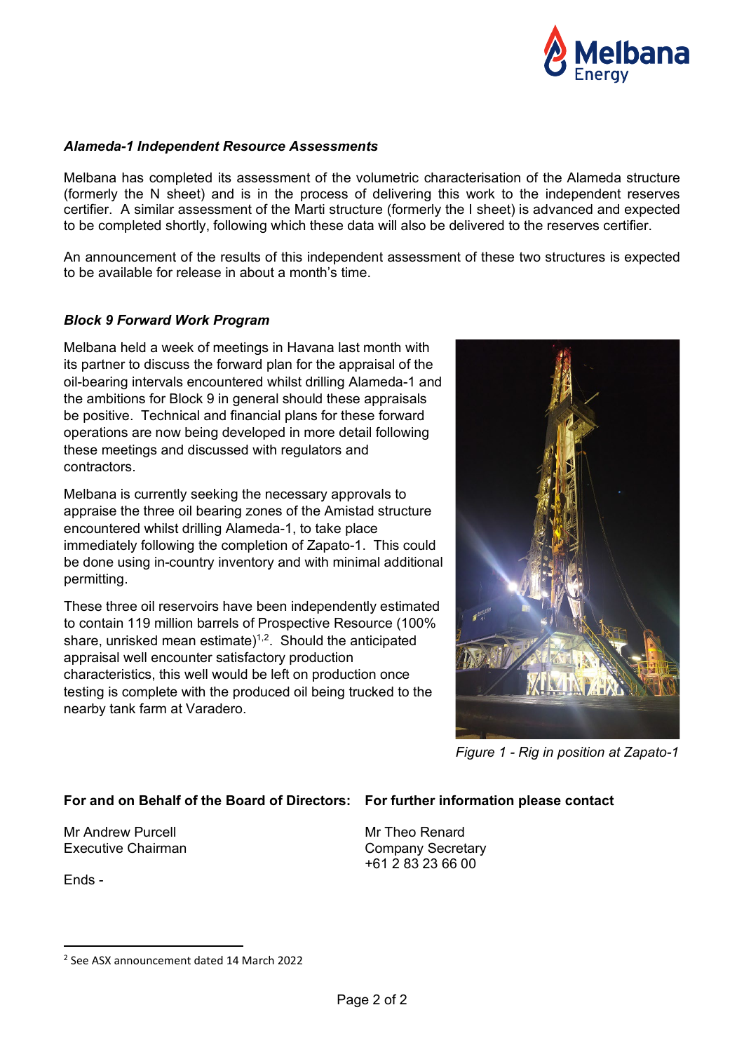### *Alameda-1 Independent Resource Assessments*

Melbana has completed its assessment of the volumetric characterisation of the Alameda structure (formerly the N sheet) and is in the process of delivering this work to the independent reserves certifier. A similar assessment of the Marti structure (formerly the I sheet) is advanced and expected to be completed shortly, following which these data will also be delivered to the reserves certifier.

An announcement of the results of this independent assessment of these two structures is expected to be available for release in about a month's time.

### *Block 9 Forward Work Program*

Melbana held a week of meetings in Havana last month with its partner to discuss the forward plan for the appraisal of the oil-bearing intervals encountered whilst drilling Alameda-1 and the ambitions for Block 9 in general should these appraisals be positive. Technical and financial plans for these forward operations are now being developed in more detail following these meetings and discussed with regulators and contractors.

Melbana is currently seeking the necessary approvals to appraise the three oil bearing zones of the Amistad structure encountered whilst drilling Alameda-1, to take place immediately following the completion of Zapato-1. This could be done using in-country inventory and with minimal additional permitting.

These three oil reservoirs have been independently estimated to contain 119 million barrels of Prospective Resource (100% share, unrisked mean estimate)[1,2]. Should the anticipated appraisal well encounter satisfactory production characteristics, this well would be left on production once testing is complete with the produced oil being trucked to the nearby tank farm at Varadero.

*Figure 1 - Rig in position at Zapato-1*

**For and on Behalf of the Board of Directors:**

Mr Andrew Purcell
Executive Chairman

**For further information please contact**

Mr Theo Renard
Company Secretary
+61 2 83 23 66 00

Ends -

---

[2] See ASX announcement dated 14 March 2022